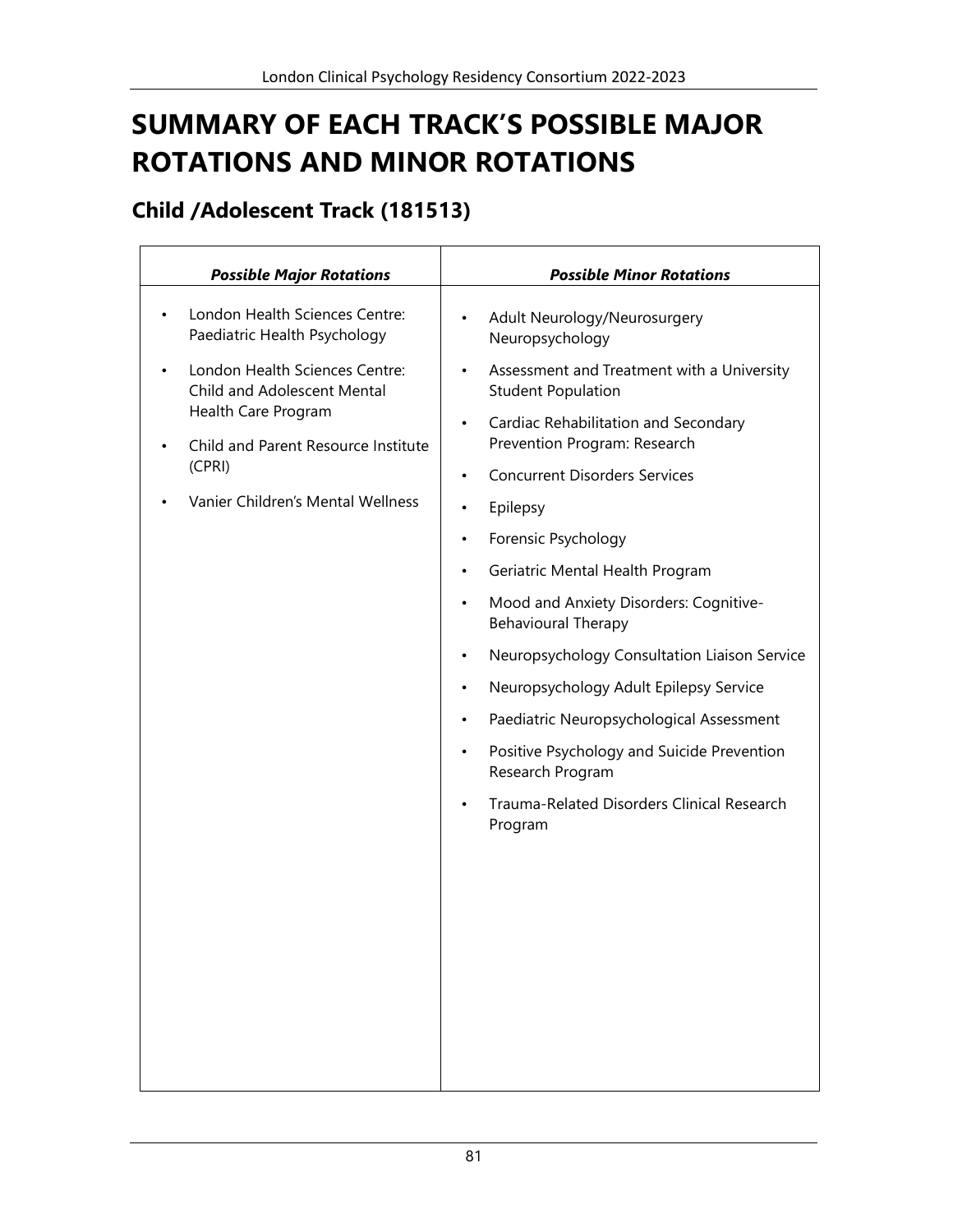# SUMMARY OF EACH TRACK'S POSSIBLE MAJOR ROTATIONS AND MINOR ROTATIONS

## Child /Adolescent Track (181513)

| *Possible Major Rotations* | *Possible Minor Rotations* |
|---|---|
| • London Health Sciences Centre: Paediatric Health Psychology<br>• London Health Sciences Centre: Child and Adolescent Mental Health Care Program<br>• Child and Parent Resource Institute (CPRI)<br>• Vanier Children's Mental Wellness | • Adult Neurology/Neurosurgery Neuropsychology<br>• Assessment and Treatment with a University Student Population<br>• Cardiac Rehabilitation and Secondary Prevention Program: Research<br>• Concurrent Disorders Services<br>• Epilepsy<br>• Forensic Psychology<br>• Geriatric Mental Health Program<br>• Mood and Anxiety Disorders: Cognitive-Behavioural Therapy<br>• Neuropsychology Consultation Liaison Service<br>• Neuropsychology Adult Epilepsy Service<br>• Paediatric Neuropsychological Assessment<br>• Positive Psychology and Suicide Prevention Research Program<br>• Trauma-Related Disorders Clinical Research Program |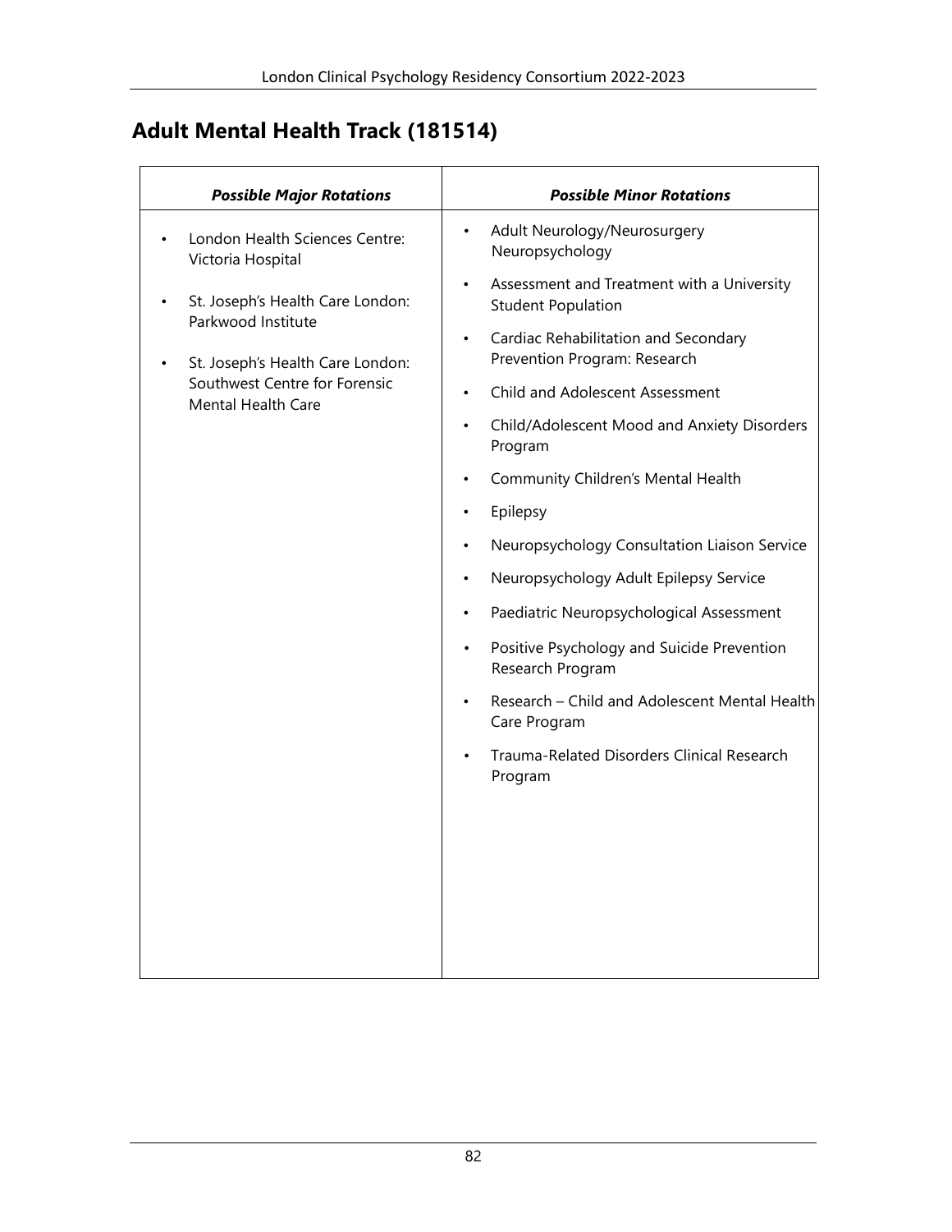## Adult Mental Health Track (181514)

| *Possible Major Rotations* | *Possible Minor Rotations* |
|---|---|
| • London Health Sciences Centre: Victoria Hospital<br>• St. Joseph's Health Care London: Parkwood Institute<br>• St. Joseph's Health Care London: Southwest Centre for Forensic Mental Health Care | • Adult Neurology/Neurosurgery Neuropsychology<br>• Assessment and Treatment with a University Student Population<br>• Cardiac Rehabilitation and Secondary Prevention Program: Research<br>• Child and Adolescent Assessment<br>• Child/Adolescent Mood and Anxiety Disorders Program<br>• Community Children's Mental Health<br>• Epilepsy<br>• Neuropsychology Consultation Liaison Service<br>• Neuropsychology Adult Epilepsy Service<br>• Paediatric Neuropsychological Assessment<br>• Positive Psychology and Suicide Prevention Research Program<br>• Research – Child and Adolescent Mental Health Care Program<br>• Trauma-Related Disorders Clinical Research Program |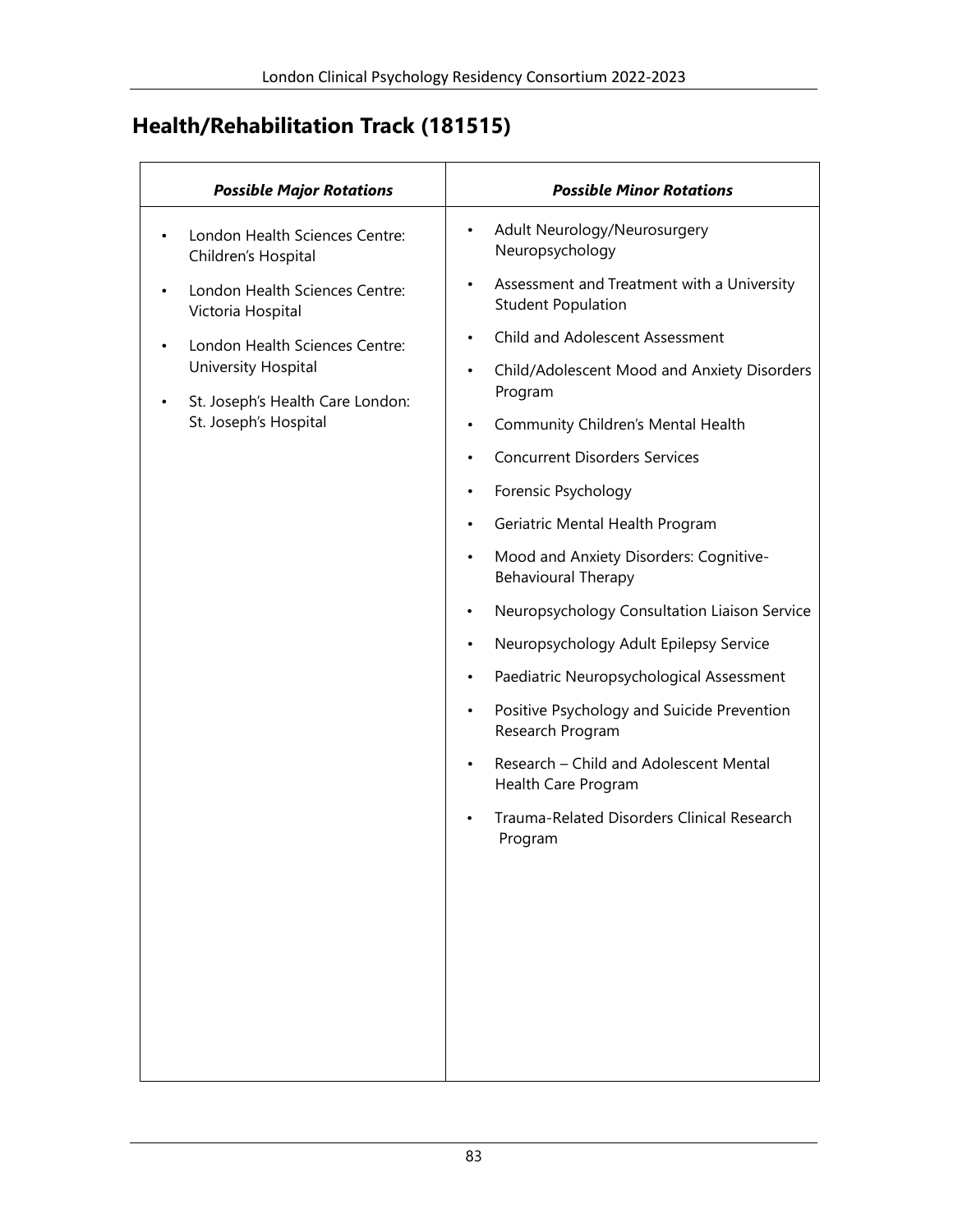## Health/Rehabilitation Track (181515)

| *Possible Major Rotations* | *Possible Minor Rotations* |
| --- | --- |
| • London Health Sciences Centre: Children's Hospital<br>• London Health Sciences Centre: Victoria Hospital<br>• London Health Sciences Centre: University Hospital<br>• St. Joseph's Health Care London: St. Joseph's Hospital | • Adult Neurology/Neurosurgery Neuropsychology<br>• Assessment and Treatment with a University Student Population<br>• Child and Adolescent Assessment<br>• Child/Adolescent Mood and Anxiety Disorders Program<br>• Community Children's Mental Health<br>• Concurrent Disorders Services<br>• Forensic Psychology<br>• Geriatric Mental Health Program<br>• Mood and Anxiety Disorders: Cognitive-Behavioural Therapy<br>• Neuropsychology Consultation Liaison Service<br>• Neuropsychology Adult Epilepsy Service<br>• Paediatric Neuropsychological Assessment<br>• Positive Psychology and Suicide Prevention Research Program<br>• Research – Child and Adolescent Mental Health Care Program<br>• Trauma-Related Disorders Clinical Research Program |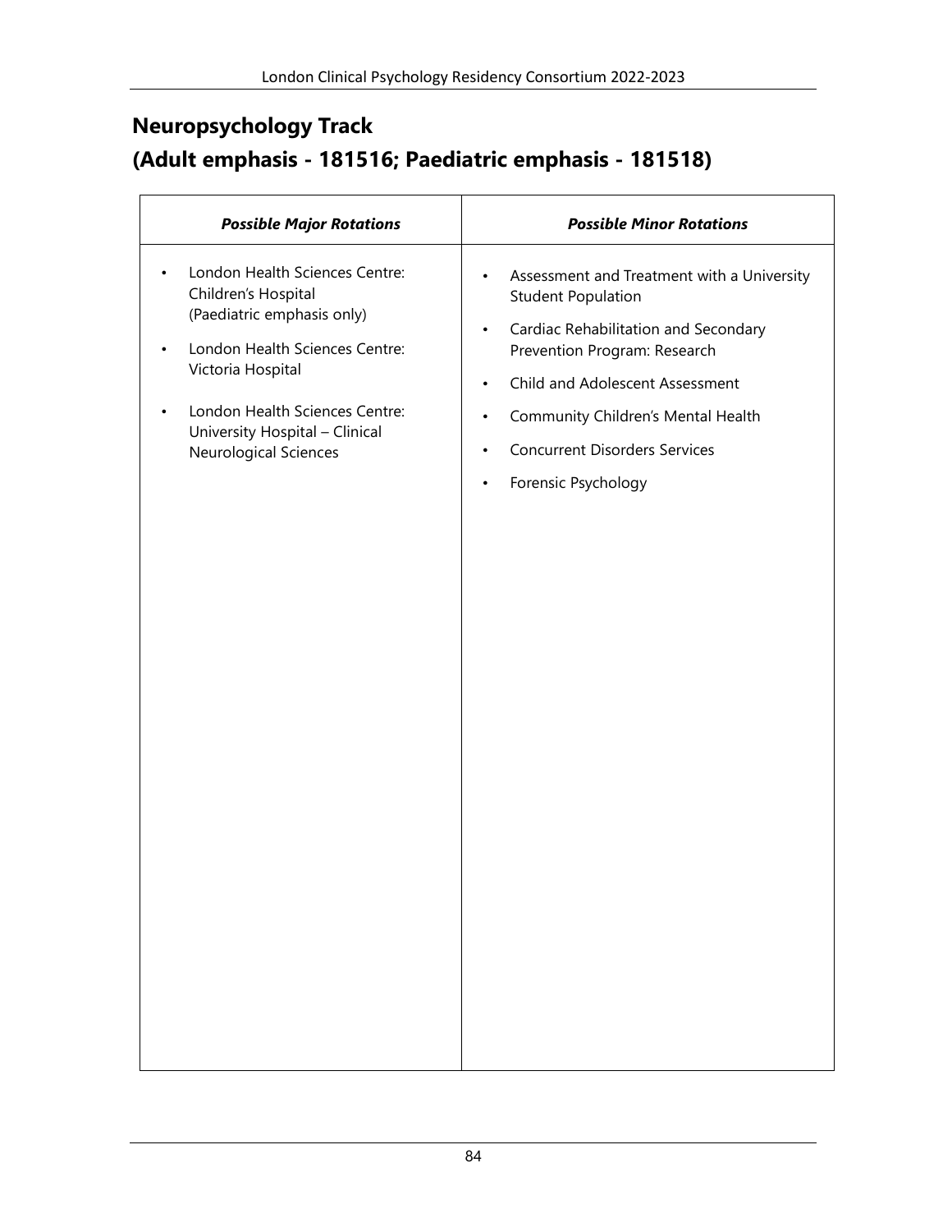## Neuropsychology Track
## (Adult emphasis - 181516; Paediatric emphasis - 181518)

| *Possible Major Rotations* | *Possible Minor Rotations* |
|---|---|
| • London Health Sciences Centre: Children's Hospital (Paediatric emphasis only)<br>• London Health Sciences Centre: Victoria Hospital<br>• London Health Sciences Centre: University Hospital – Clinical Neurological Sciences | • Assessment and Treatment with a University Student Population<br>• Cardiac Rehabilitation and Secondary Prevention Program: Research<br>• Child and Adolescent Assessment<br>• Community Children's Mental Health<br>• Concurrent Disorders Services<br>• Forensic Psychology |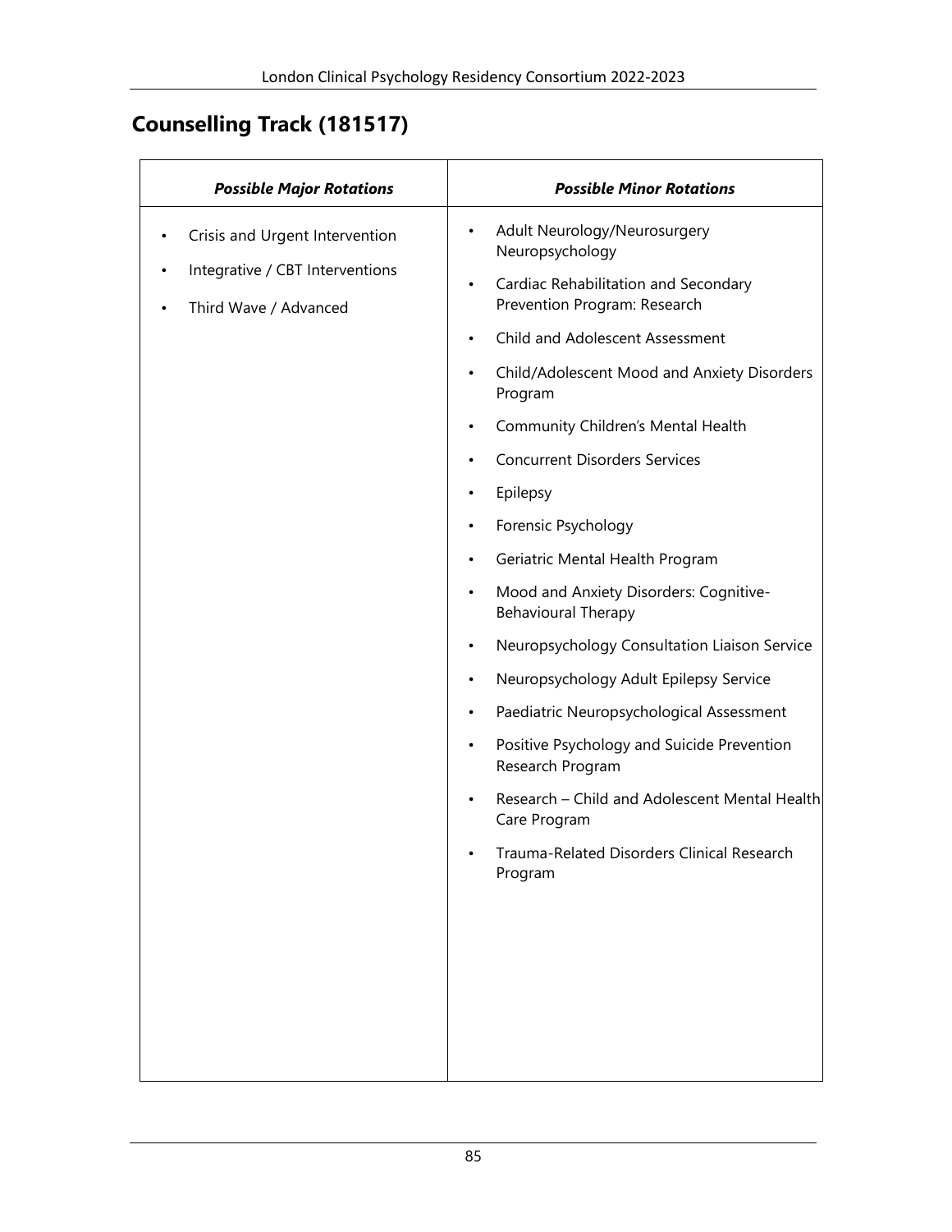## Counselling Track (181517)

| *Possible Major Rotations* | *Possible Minor Rotations* |
| --- | --- |
| • Crisis and Urgent Intervention<br>• Integrative / CBT Interventions<br>• Third Wave / Advanced | • Adult Neurology/Neurosurgery Neuropsychology<br>• Cardiac Rehabilitation and Secondary Prevention Program: Research<br>• Child and Adolescent Assessment<br>• Child/Adolescent Mood and Anxiety Disorders Program<br>• Community Children's Mental Health<br>• Concurrent Disorders Services<br>• Epilepsy<br>• Forensic Psychology<br>• Geriatric Mental Health Program<br>• Mood and Anxiety Disorders: Cognitive-Behavioural Therapy<br>• Neuropsychology Consultation Liaison Service<br>• Neuropsychology Adult Epilepsy Service<br>• Paediatric Neuropsychological Assessment<br>• Positive Psychology and Suicide Prevention Research Program<br>• Research – Child and Adolescent Mental Health Care Program<br>• Trauma-Related Disorders Clinical Research Program |